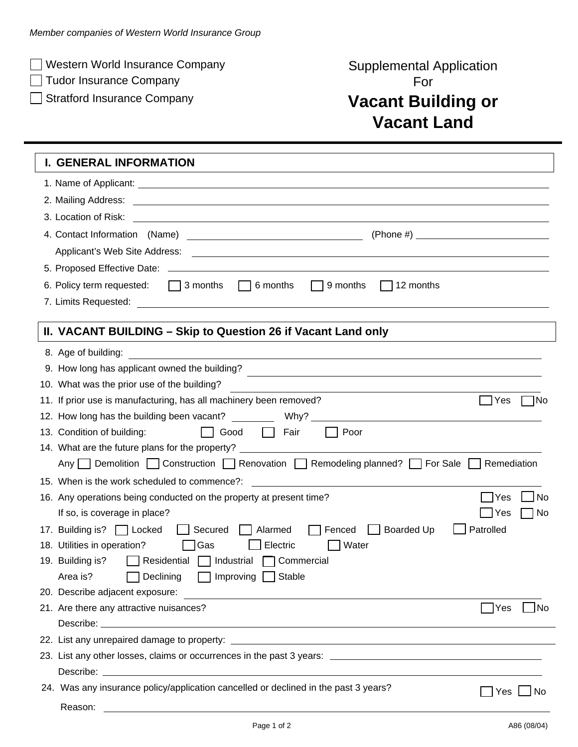*Member companies of Western World Insurance Group*

☐ Western World Insurance Company
☐ Tudor Insurance Company
☐ Stratford Insurance Company

Supplemental Application
For

# Vacant Building or Vacant Land

## I. GENERAL INFORMATION

1. Name of Applicant: ____________________
2. Mailing Address: ____________________
3. Location of Risk: ____________________
4. Contact Information (Name) ____________________ (Phone #) ____________________
   Applicant's Web Site Address: ____________________
5. Proposed Effective Date: ____________________
6. Policy term requested: ☐ 3 months ☐ 6 months ☐ 9 months ☐ 12 months
7. Limits Requested: ____________________

## II. VACANT BUILDING – Skip to Question 26 if Vacant Land only

8. Age of building: ____________________
9. How long has applicant owned the building? ____________________
10. What was the prior use of the building? ____________________
11. If prior use is manufacturing, has all machinery been removed? ☐ Yes ☐ No
12. How long has the building been vacant? __________ Why? ____________________
13. Condition of building: ☐ Good ☐ Fair ☐ Poor
14. What are the future plans for the property? ____________________
    Any ☐ Demolition ☐ Construction ☐ Renovation ☐ Remodeling planned? ☐ For Sale ☐ Remediation
15. When is the work scheduled to commence?: ____________________
16. Any operations being conducted on the property at present time? ☐ Yes ☐ No
    If so, is coverage in place? ☐ Yes ☐ No
17. Building is? ☐ Locked ☐ Secured ☐ Alarmed ☐ Fenced ☐ Boarded Up ☐ Patrolled
18. Utilities in operation? ☐ Gas ☐ Electric ☐ Water
19. Building is? ☐ Residential ☐ Industrial ☐ Commercial
    Area is? ☐ Declining ☐ Improving ☐ Stable
20. Describe adjacent exposure: ____________________
21. Are there any attractive nuisances? ☐ Yes ☐ No
    Describe: ____________________
22. List any unrepaired damage to property: ____________________
23. List any other losses, claims or occurrences in the past 3 years: ____________________
    Describe: ____________________
24. Was any insurance policy/application cancelled or declined in the past 3 years? ☐ Yes ☐ No
    Reason: ____________________

A86 (08/04)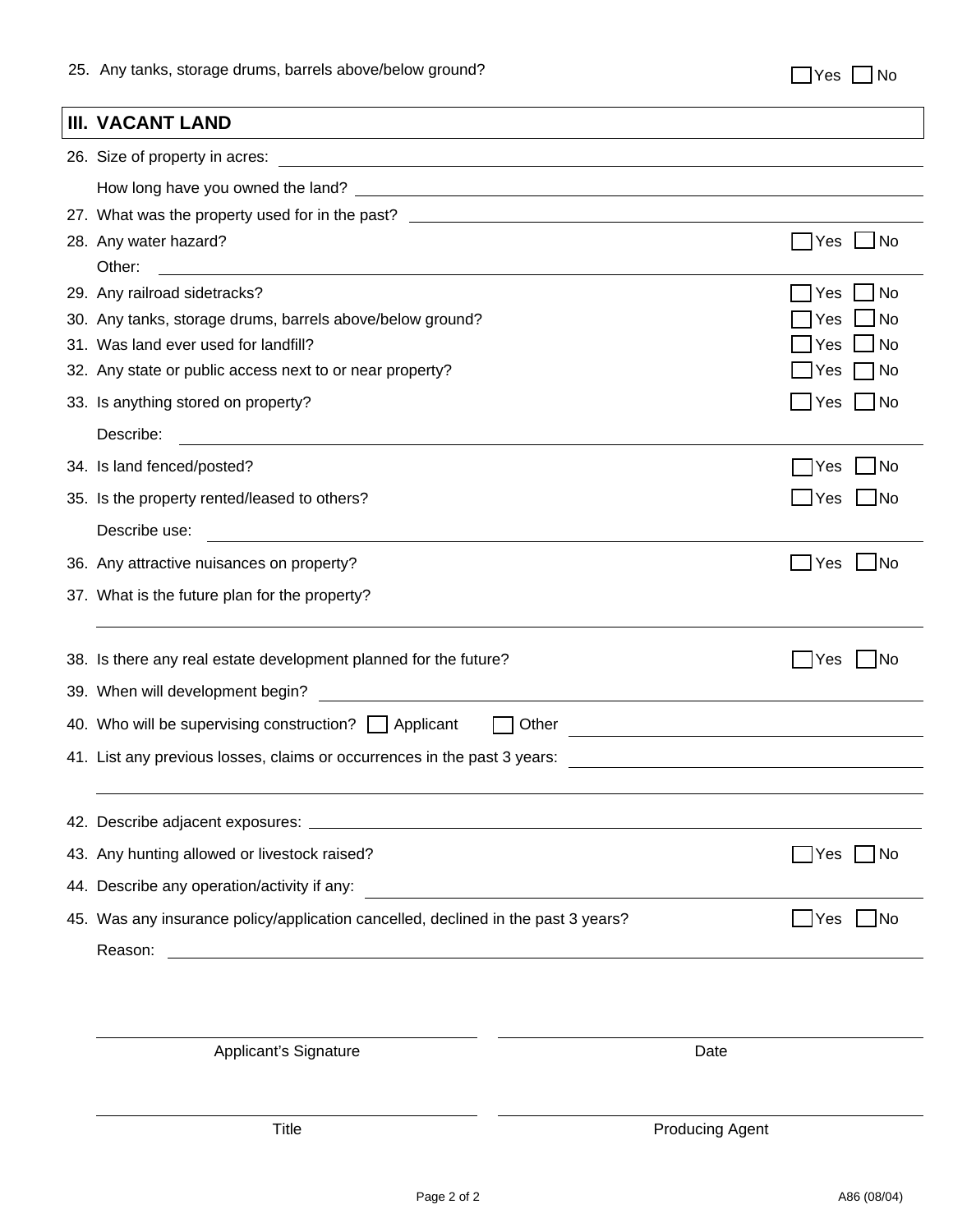25. Any tanks, storage drums, barrels above/below ground? ☐ Yes ☐ No

## III. VACANT LAND

26. Size of property in acres: ____________________

    How long have you owned the land? ____________________

27. What was the property used for in the past? ____________________

28. Any water hazard? ☐ Yes ☐ No

    Other: ____________________

29. Any railroad sidetracks? ☐ Yes ☐ No

30. Any tanks, storage drums, barrels above/below ground? ☐ Yes ☐ No

31. Was land ever used for landfill? ☐ Yes ☐ No

32. Any state or public access next to or near property? ☐ Yes ☐ No

33. Is anything stored on property? ☐ Yes ☐ No

    Describe: ____________________

34. Is land fenced/posted? ☐ Yes ☐ No

35. Is the property rented/leased to others? ☐ Yes ☐ No

    Describe use: ____________________

36. Any attractive nuisances on property? ☐ Yes ☐ No

37. What is the future plan for the property?

    ____________________

38. Is there any real estate development planned for the future? ☐ Yes ☐ No

39. When will development begin? ____________________

40. Who will be supervising construction? ☐ Applicant ☐ Other ____________________

41. List any previous losses, claims or occurrences in the past 3 years: ____________________

    ____________________

42. Describe adjacent exposures: ____________________

43. Any hunting allowed or livestock raised? ☐ Yes ☐ No

44. Describe any operation/activity if any: ____________________

45. Was any insurance policy/application cancelled, declined in the past 3 years? ☐ Yes ☐ No

    Reason: ____________________

____________________ ____________________

Applicant's Signature Date

____________________ ____________________

Title Producing Agent

A86 (08/04)